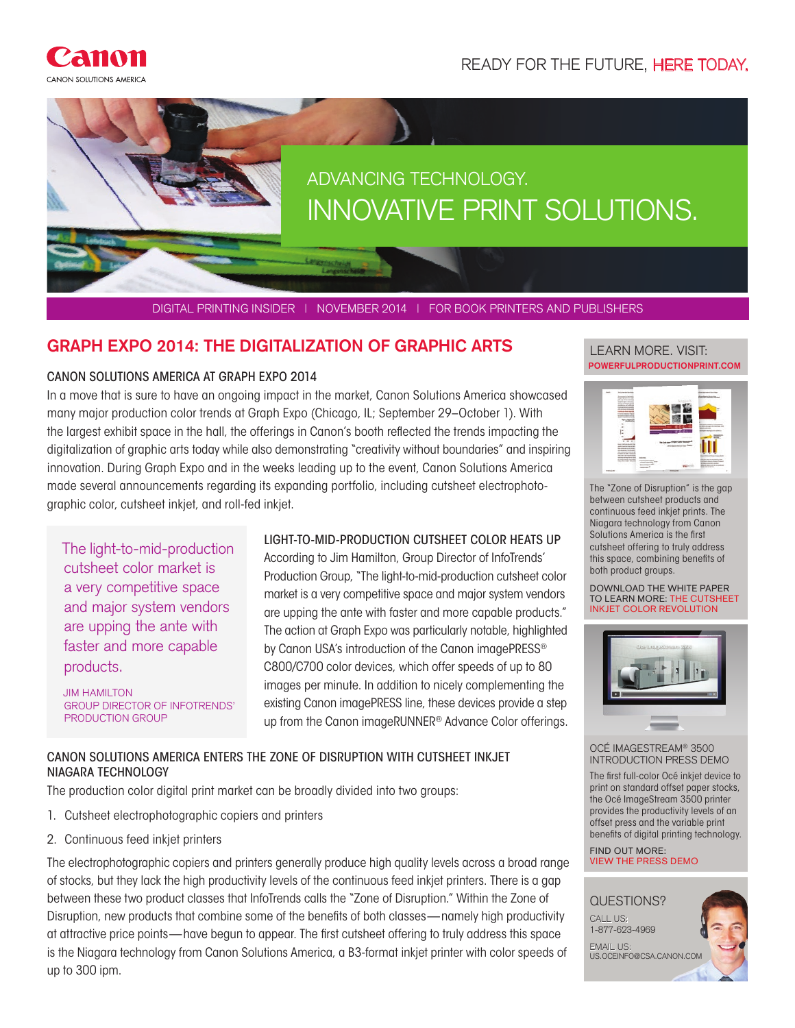Canon

CANON SOLUTIONS AMERICA

READY FOR THE FUTURE, HERE TODAY.

ADVANCING TECHNOLOGY.

# INNOVATIVE PRINT SOLUTIONS.

DIGITAL PRINTING INSIDER | NOVEMBER 2014 | FOR BOOK PRINTERS AND PUBLISHERS

## GRAPH EXPO 2014: THE DIGITALIZATION OF GRAPHIC ARTS

### CANON SOLUTIONS AMERICA AT GRAPH EXPO 2014

In a move that is sure to have an ongoing impact in the market, Canon Solutions America showcased many major production color trends at Graph Expo (Chicago, IL; September 29–October 1). With the largest exhibit space in the hall, the offerings in Canon's booth reflected the trends impacting the digitalization of graphic arts today while also demonstrating "creativity without boundaries" and inspiring innovation. During Graph Expo and in the weeks leading up to the event, Canon Solutions America made several announcements regarding its expanding portfolio, including cutsheet electrophotographic color, cutsheet inkjet, and roll-fed inkjet.

> The light-to-mid-production cutsheet color market is a very competitive space and major system vendors are upping the ante with faster and more capable products.
>
> JIM HAMILTON
> GROUP DIRECTOR OF INFOTRENDS' PRODUCTION GROUP

### LIGHT-TO-MID-PRODUCTION CUTSHEET COLOR HEATS UP

According to Jim Hamilton, Group Director of InfoTrends' Production Group, "The light-to-mid-production cutsheet color market is a very competitive space and major system vendors are upping the ante with faster and more capable products." The action at Graph Expo was particularly notable, highlighted by Canon USA's introduction of the Canon imagePRESS® C800/C700 color devices, which offer speeds of up to 80 images per minute. In addition to nicely complementing the existing Canon imagePRESS line, these devices provide a step up from the Canon imageRUNNER® Advance Color offerings.

### CANON SOLUTIONS AMERICA ENTERS THE ZONE OF DISRUPTION WITH CUTSHEET INKJET NIAGARA TECHNOLOGY

The production color digital print market can be broadly divided into two groups:

1. Cutsheet electrophotographic copiers and printers
2. Continuous feed inkjet printers

The electrophotographic copiers and printers generally produce high quality levels across a broad range of stocks, but they lack the high productivity levels of the continuous feed inkjet printers. There is a gap between these two product classes that InfoTrends calls the "Zone of Disruption." Within the Zone of Disruption, new products that combine some of the benefits of both classes—namely high productivity at attractive price points—have begun to appear. The first cutsheet offering to truly address this space is the Niagara technology from Canon Solutions America, a B3-format inkjet printer with color speeds of up to 300 ipm.

LEARN MORE. VISIT:
POWERFULPRODUCTIONPRINT.COM

The "Zone of Disruption" is the gap between cutsheet products and continuous feed inkjet prints. The Niagara technology from Canon Solutions America is the first cutsheet offering to truly address this space, combining benefits of both product groups.

DOWNLOAD THE WHITE PAPER TO LEARN MORE: THE CUTSHEET INKJET COLOR REVOLUTION

OCÉ IMAGESTREAM® 3500 INTRODUCTION PRESS DEMO

The first full-color Océ inkjet device to print on standard offset paper stocks, the Océ ImageStream 3500 printer provides the productivity levels of an offset press and the variable print benefits of digital printing technology.

FIND OUT MORE:
VIEW THE PRESS DEMO

QUESTIONS?

CALL US:
1-877-623-4969

EMAIL US:
US.OCEINFO@CSA.CANON.COM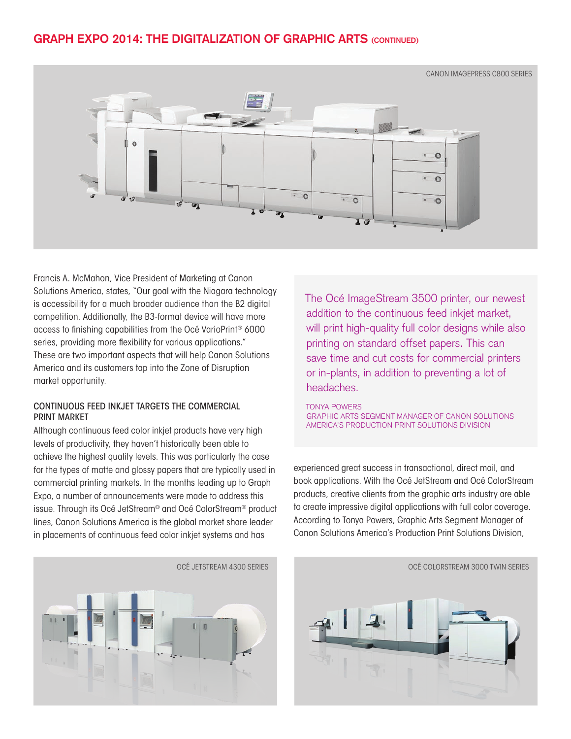## GRAPH EXPO 2014: THE DIGITALIZATION OF GRAPHIC ARTS (CONTINUED)

CANON IMAGEPRESS C800 SERIES

Francis A. McMahon, Vice President of Marketing at Canon Solutions America, states, "Our goal with the Niagara technology is accessibility for a much broader audience than the B2 digital competition. Additionally, the B3-format device will have more access to finishing capabilities from the Océ VarioPrint® 6000 series, providing more flexibility for various applications." These are two important aspects that will help Canon Solutions America and its customers tap into the Zone of Disruption market opportunity.

### CONTINUOUS FEED INKJET TARGETS THE COMMERCIAL PRINT MARKET

Although continuous feed color inkjet products have very high levels of productivity, they haven't historically been able to achieve the highest quality levels. This was particularly the case for the types of matte and glossy papers that are typically used in commercial printing markets. In the months leading up to Graph Expo, a number of announcements were made to address this issue. Through its Océ JetStream® and Océ ColorStream® product lines, Canon Solutions America is the global market share leader in placements of continuous feed color inkjet systems and has experienced great success in transactional, direct mail, and book applications. With the Océ JetStream and Océ ColorStream products, creative clients from the graphic arts industry are able to create impressive digital applications with full color coverage. According to Tonya Powers, Graphic Arts Segment Manager of Canon Solutions America's Production Print Solutions Division,

> The Océ ImageStream 3500 printer, our newest addition to the continuous feed inkjet market, will print high-quality full color designs while also printing on standard offset papers. This can save time and cut costs for commercial printers or in-plants, in addition to preventing a lot of headaches.
>
> TONYA POWERS
> GRAPHIC ARTS SEGMENT MANAGER OF CANON SOLUTIONS AMERICA'S PRODUCTION PRINT SOLUTIONS DIVISION

OCÉ JETSTREAM 4300 SERIES

OCÉ COLORSTREAM 3000 TWIN SERIES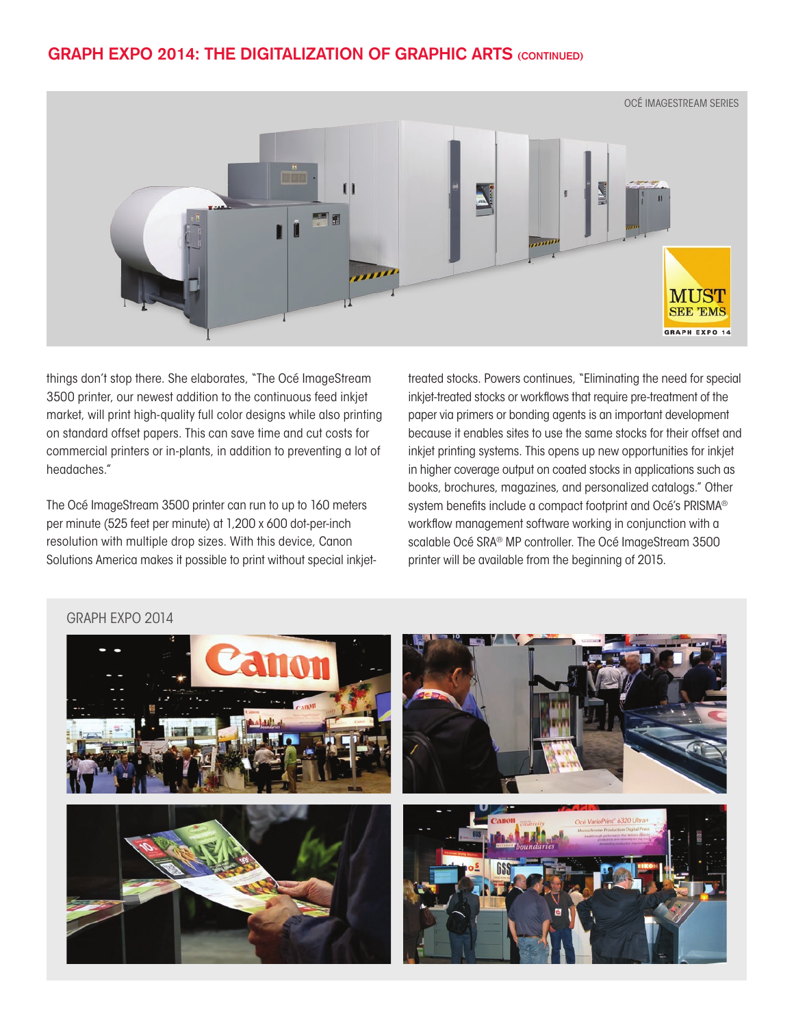## GRAPH EXPO 2014: THE DIGITALIZATION OF GRAPHIC ARTS (CONTINUED)

OCÉ IMAGESTREAM SERIES

MUST SEE 'EMS GRAPH EXPO 14

things don't stop there. She elaborates, "The Océ ImageStream 3500 printer, our newest addition to the continuous feed inkjet market, will print high-quality full color designs while also printing on standard offset papers. This can save time and cut costs for commercial printers or in-plants, in addition to preventing a lot of headaches."

The Océ ImageStream 3500 printer can run to up to 160 meters per minute (525 feet per minute) at 1,200 x 600 dot-per-inch resolution with multiple drop sizes. With this device, Canon Solutions America makes it possible to print without special inkjet-treated stocks. Powers continues, "Eliminating the need for special inkjet-treated stocks or workflows that require pre-treatment of the paper via primers or bonding agents is an important development because it enables sites to use the same stocks for their offset and inkjet printing systems. This opens up new opportunities for inkjet in higher coverage output on coated stocks in applications such as books, brochures, magazines, and personalized catalogs." Other system benefits include a compact footprint and Océ's PRISMA® workflow management software working in conjunction with a scalable Océ SRA® MP controller. The Océ ImageStream 3500 printer will be available from the beginning of 2015.

GRAPH EXPO 2014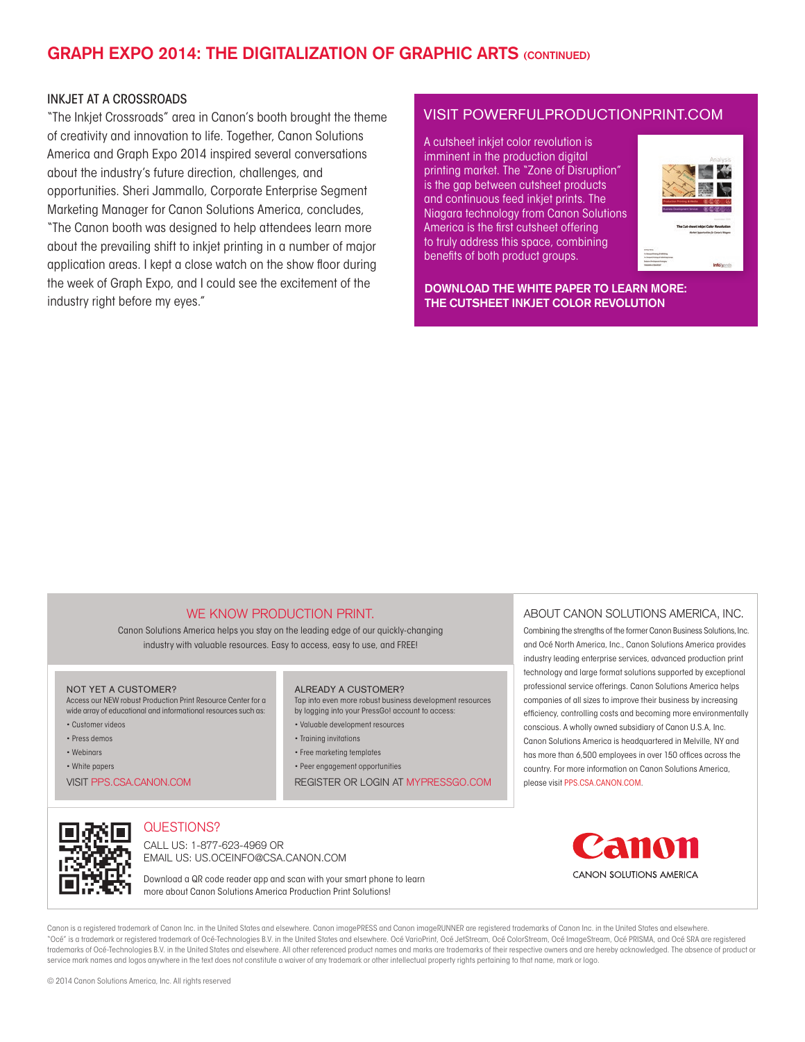## GRAPH EXPO 2014: THE DIGITALIZATION OF GRAPHIC ARTS (CONTINUED)

### INKJET AT A CROSSROADS

"The Inkjet Crossroads" area in Canon's booth brought the theme of creativity and innovation to life. Together, Canon Solutions America and Graph Expo 2014 inspired several conversations about the industry's future direction, challenges, and opportunities. Sheri Jammallo, Corporate Enterprise Segment Marketing Manager for Canon Solutions America, concludes, "The Canon booth was designed to help attendees learn more about the prevailing shift to inkjet printing in a number of major application areas. I kept a close watch on the show floor during the week of Graph Expo, and I could see the excitement of the industry right before my eyes."

### VISIT POWERFULPRODUCTIONPRINT.COM

A cutsheet inkjet color revolution is imminent in the production digital printing market. The "Zone of Disruption" is the gap between cutsheet products and continuous feed inkjet prints. The Niagara technology from Canon Solutions America is the first cutsheet offering to truly address this space, combining benefits of both product groups.

**DOWNLOAD THE WHITE PAPER TO LEARN MORE: THE CUTSHEET INKJET COLOR REVOLUTION**

### WE KNOW PRODUCTION PRINT.

Canon Solutions America helps you stay on the leading edge of our quickly-changing industry with valuable resources. Easy to access, easy to use, and FREE!

**NOT YET A CUSTOMER?**
Access our NEW robust Production Print Resource Center for a wide array of educational and informational resources such as:

- Customer videos
- Press demos
- Webinars
- White papers

VISIT PPS.CSA.CANON.COM

**ALREADY A CUSTOMER?**
Tap into even more robust business development resources by logging into your PressGo! account to access:

- Valuable development resources
- Training invitations
- Free marketing templates
- Peer engagement opportunities

REGISTER OR LOGIN AT MYPRESSGO.COM

### ABOUT CANON SOLUTIONS AMERICA, INC.

Combining the strengths of the former Canon Business Solutions, Inc. and Océ North America, Inc., Canon Solutions America provides industry leading enterprise services, advanced production print technology and large format solutions supported by exceptional professional service offerings. Canon Solutions America helps companies of all sizes to improve their business by increasing efficiency, controlling costs and becoming more environmentally conscious. A wholly owned subsidiary of Canon U.S.A, Inc. Canon Solutions America is headquartered in Melville, NY and has more than 6,500 employees in over 150 offices across the country. For more information on Canon Solutions America, please visit PPS.CSA.CANON.COM.

### QUESTIONS?

CALL US: 1-877-623-4969 OR
EMAIL US: US.OCEINFO@CSA.CANON.COM

Download a QR code reader app and scan with your smart phone to learn more about Canon Solutions America Production Print Solutions!

Canon
CANON SOLUTIONS AMERICA

Canon is a registered trademark of Canon Inc. in the United States and elsewhere. Canon imagePRESS and Canon imageRUNNER are registered trademarks of Canon Inc. in the United States and elsewhere. "Océ" is a trademark or registered trademark of Océ-Technologies B.V. in the United States and elsewhere. Océ VarioPrint, Océ JetStream, Océ ColorStream, Océ ImageStream, Océ PRISMA, and Océ SRA are registered trademarks of Océ-Technologies B.V. in the United States and elsewhere. All other referenced product names and marks are trademarks of their respective owners and are hereby acknowledged. The absence of product or service mark names and logos anywhere in the text does not constitute a waiver of any trademark or other intellectual property rights pertaining to that name, mark or logo.

© 2014 Canon Solutions America, Inc. All rights reserved